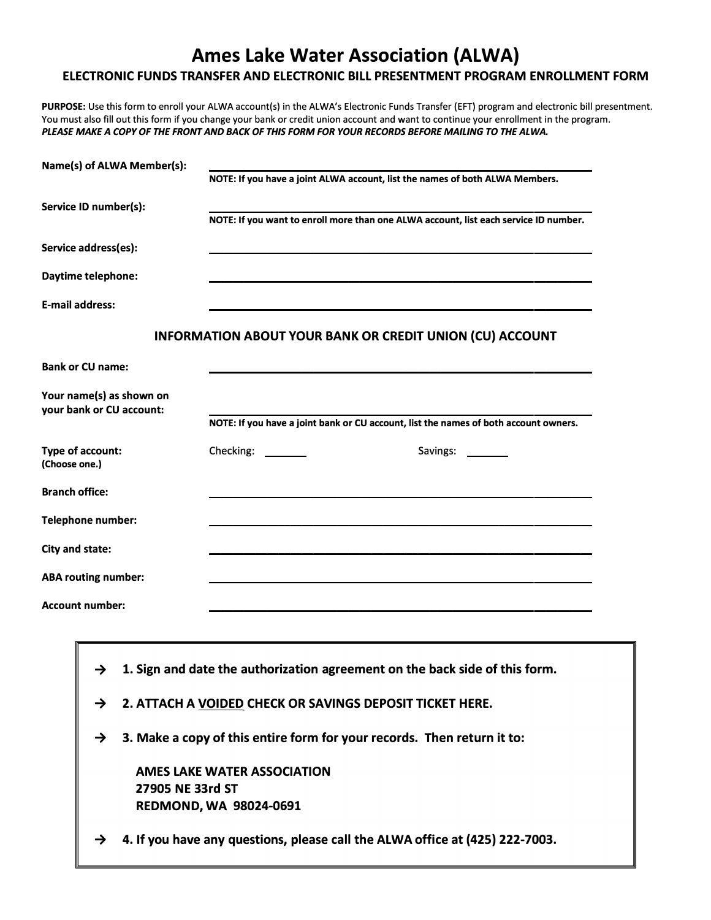# Ames Lake Water Association (ALWA)

## ELECTRONIC FUNDS TRANSFER AND ELECTRONIC BILL PRESENTMENT PROGRAM ENROLLMENT FORM

**PURPOSE:** Use this form to enroll your ALWA account(s) in the ALWA's Electronic Funds Transfer (EFT) program and electronic bill presentment. You must also fill out this form if you change your bank or credit union account and want to continue your enrollment in the program. ***PLEASE MAKE A COPY OF THE FRONT AND BACK OF THIS FORM FOR YOUR RECORDS BEFORE MAILING TO THE ALWA.***

**Name(s) of ALWA Member(s):** ______________________________

**NOTE: If you have a joint ALWA account, list the names of both ALWA Members.**

**Service ID number(s):** ______________________________

**NOTE: If you want to enroll more than one ALWA account, list each service ID number.**

**Service address(es):** ______________________________

**Daytime telephone:** ______________________________

**E-mail address:** ______________________________

### INFORMATION ABOUT YOUR BANK OR CREDIT UNION (CU) ACCOUNT

**Bank or CU name:** ______________________________

**Your name(s) as shown on your bank or CU account:** ______________________________

**NOTE: If you have a joint bank or CU account, list the names of both account owners.**

**Type of account:** **(Choose one.)** Checking: _______ Savings: _______

**Branch office:** ______________________________

**Telephone number:** ______________________________

**City and state:** ______________________________

**ABA routing number:** ______________________________

**Account number:** ______________________________

---

→ **1. Sign and date the authorization agreement on the back side of this form.**

→ **2. ATTACH A VOIDED CHECK OR SAVINGS DEPOSIT TICKET HERE.**

→ **3. Make a copy of this entire form for your records. Then return it to:**

**AMES LAKE WATER ASSOCIATION**
**27905 NE 33rd ST**
**REDMOND, WA 98024-0691**

→ **4. If you have any questions, please call the ALWA office at (425) 222-7003.**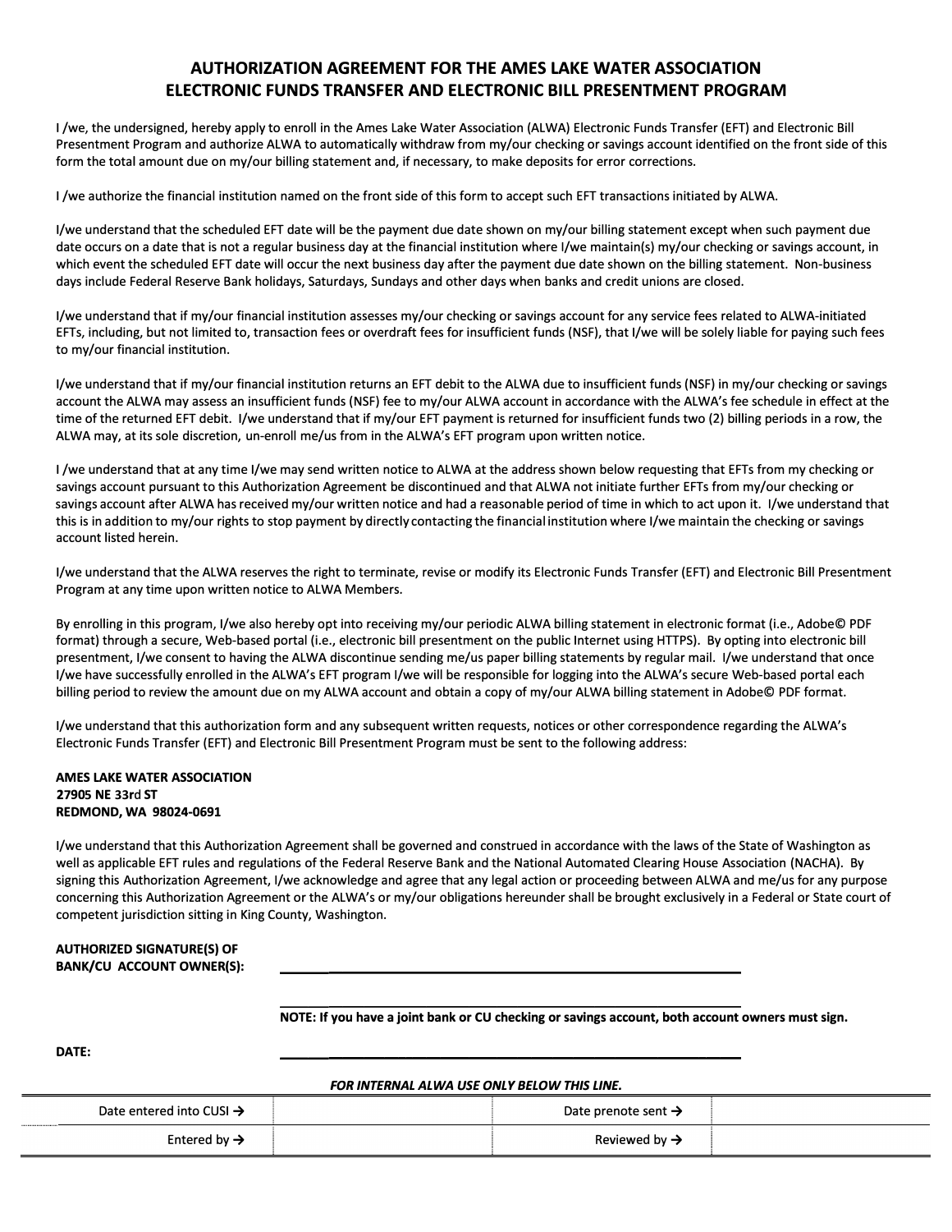# AUTHORIZATION AGREEMENT FOR THE AMES LAKE WATER ASSOCIATION ELECTRONIC FUNDS TRANSFER AND ELECTRONIC BILL PRESENTMENT PROGRAM

I /we, the undersigned, hereby apply to enroll in the Ames Lake Water Association (ALWA) Electronic Funds Transfer (EFT) and Electronic Bill Presentment Program and authorize ALWA to automatically withdraw from my/our checking or savings account identified on the front side of this form the total amount due on my/our billing statement and, if necessary, to make deposits for error corrections.

I /we authorize the financial institution named on the front side of this form to accept such EFT transactions initiated by ALWA.

I/we understand that the scheduled EFT date will be the payment due date shown on my/our billing statement except when such payment due date occurs on a date that is not a regular business day at the financial institution where I/we maintain(s) my/our checking or savings account, in which event the scheduled EFT date will occur the next business day after the payment due date shown on the billing statement. Non-business days include Federal Reserve Bank holidays, Saturdays, Sundays and other days when banks and credit unions are closed.

I/we understand that if my/our financial institution assesses my/our checking or savings account for any service fees related to ALWA-initiated EFTs, including, but not limited to, transaction fees or overdraft fees for insufficient funds (NSF), that I/we will be solely liable for paying such fees to my/our financial institution.

I/we understand that if my/our financial institution returns an EFT debit to the ALWA due to insufficient funds (NSF) in my/our checking or savings account the ALWA may assess an insufficient funds (NSF) fee to my/our ALWA account in accordance with the ALWA's fee schedule in effect at the time of the returned EFT debit. I/we understand that if my/our EFT payment is returned for insufficient funds two (2) billing periods in a row, the ALWA may, at its sole discretion, un-enroll me/us from in the ALWA's EFT program upon written notice.

I /we understand that at any time I/we may send written notice to ALWA at the address shown below requesting that EFTs from my checking or savings account pursuant to this Authorization Agreement be discontinued and that ALWA not initiate further EFTs from my/our checking or savings account after ALWA has received my/our written notice and had a reasonable period of time in which to act upon it. I/we understand that this is in addition to my/our rights to stop payment by directly contacting the financial institution where I/we maintain the checking or savings account listed herein.

I/we understand that the ALWA reserves the right to terminate, revise or modify its Electronic Funds Transfer (EFT) and Electronic Bill Presentment Program at any time upon written notice to ALWA Members.

By enrolling in this program, I/we also hereby opt into receiving my/our periodic ALWA billing statement in electronic format (i.e., Adobe© PDF format) through a secure, Web-based portal (i.e., electronic bill presentment on the public Internet using HTTPS). By opting into electronic bill presentment, I/we consent to having the ALWA discontinue sending me/us paper billing statements by regular mail. I/we understand that once I/we have successfully enrolled in the ALWA's EFT program I/we will be responsible for logging into the ALWA's secure Web-based portal each billing period to review the amount due on my ALWA account and obtain a copy of my/our ALWA billing statement in Adobe© PDF format.

I/we understand that this authorization form and any subsequent written requests, notices or other correspondence regarding the ALWA's Electronic Funds Transfer (EFT) and Electronic Bill Presentment Program must be sent to the following address:

**AMES LAKE WATER ASSOCIATION**
**27905 NE 33rd ST**
**REDMOND, WA 98024-0691**

I/we understand that this Authorization Agreement shall be governed and construed in accordance with the laws of the State of Washington as well as applicable EFT rules and regulations of the Federal Reserve Bank and the National Automated Clearing House Association (NACHA). By signing this Authorization Agreement, I/we acknowledge and agree that any legal action or proceeding between ALWA and me/us for any purpose concerning this Authorization Agreement or the ALWA's or my/our obligations hereunder shall be brought exclusively in a Federal or State court of competent jurisdiction sitting in King County, Washington.

**AUTHORIZED SIGNATURE(S) OF BANK/CU ACCOUNT OWNER(S):** ______________________________

______________________________

**NOTE: If you have a joint bank or CU checking or savings account, both account owners must sign.**

**DATE:** ______________________________

***FOR INTERNAL ALWA USE ONLY BELOW THIS LINE.***

| | | | |
|---|---|---|---|
| Date entered into CUSI → | | Date prenote sent → | |
| Entered by → | | Reviewed by → | |